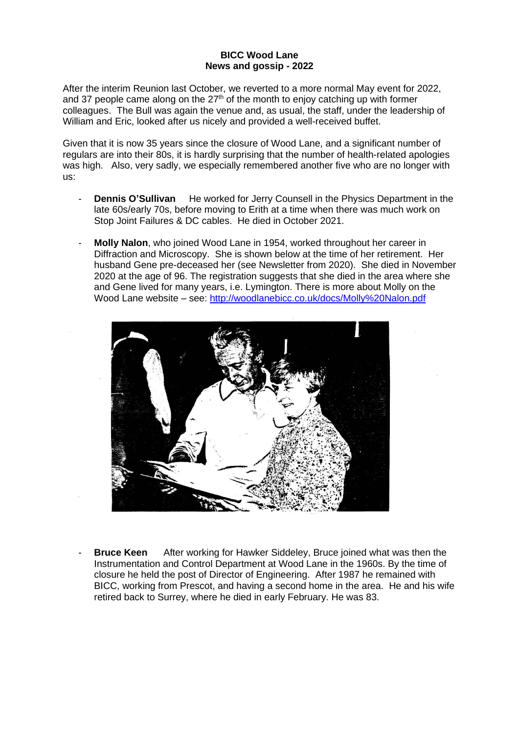**BICC Wood Lane**
**News and gossip - 2022**

After the interim Reunion last October, we reverted to a more normal May event for 2022, and 37 people came along on the 27th of the month to enjoy catching up with former colleagues. The Bull was again the venue and, as usual, the staff, under the leadership of William and Eric, looked after us nicely and provided a well-received buffet.

Given that it is now 35 years since the closure of Wood Lane, and a significant number of regulars are into their 80s, it is hardly surprising that the number of health-related apologies was high. Also, very sadly, we especially remembered another five who are no longer with us:

- **Dennis O'Sullivan** He worked for Jerry Counsell in the Physics Department in the late 60s/early 70s, before moving to Erith at a time when there was much work on Stop Joint Failures & DC cables. He died in October 2021.
- **Molly Nalon**, who joined Wood Lane in 1954, worked throughout her career in Diffraction and Microscopy. She is shown below at the time of her retirement. Her husband Gene pre-deceased her (see Newsletter from 2020). She died in November 2020 at the age of 96. The registration suggests that she died in the area where she and Gene lived for many years, i.e. Lymington. There is more about Molly on the Wood Lane website – see: [http://woodlanebicc.co.uk/docs/Molly%20Nalon.pdf](http://woodlanebicc.co.uk/docs/Molly%20Nalon.pdf)
- **Bruce Keen** After working for Hawker Siddeley, Bruce joined what was then the Instrumentation and Control Department at Wood Lane in the 1960s. By the time of closure he held the post of Director of Engineering. After 1987 he remained with BICC, working from Prescot, and having a second home in the area. He and his wife retired back to Surrey, where he died in early February. He was 83.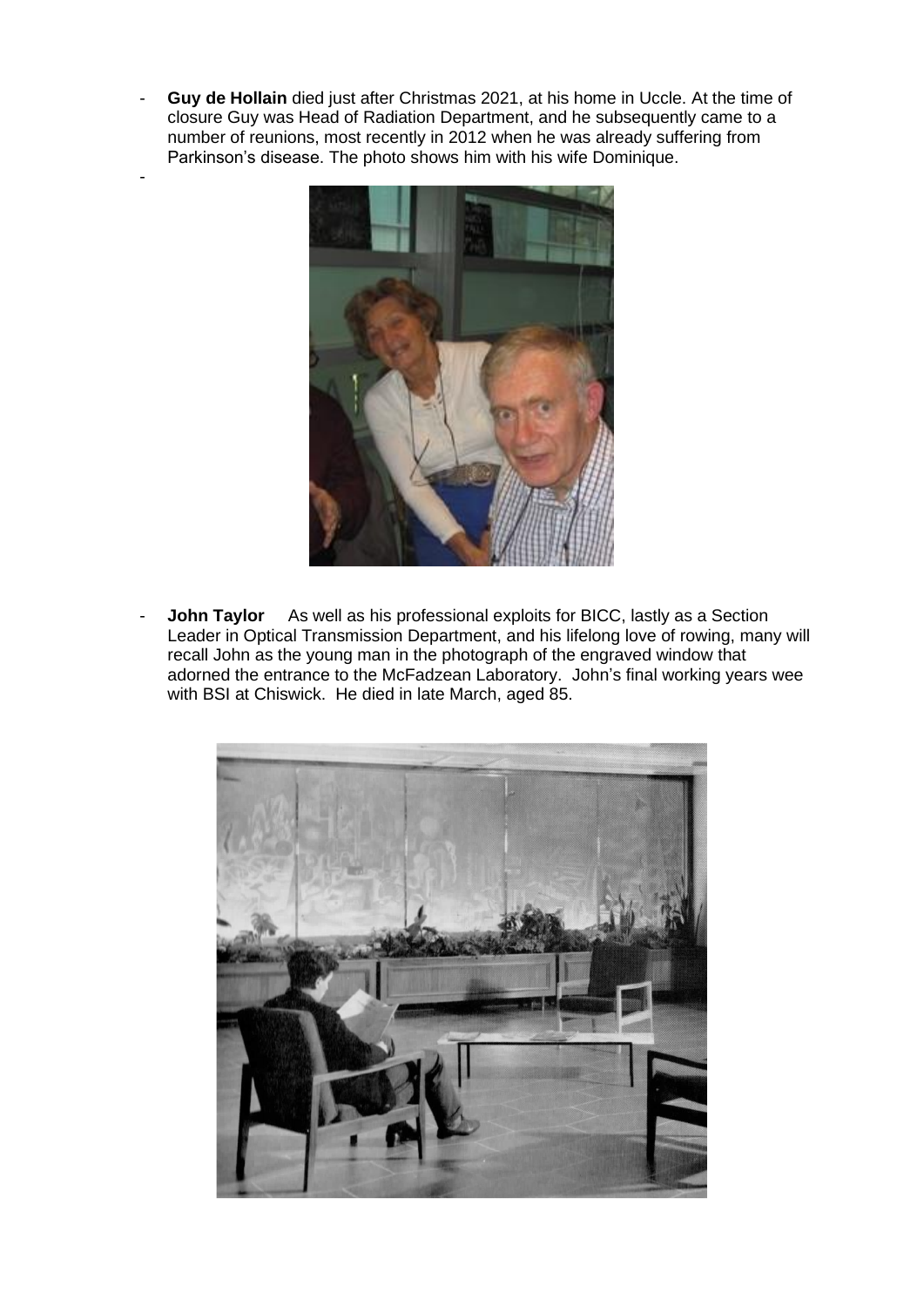- **Guy de Hollain** died just after Christmas 2021, at his home in Uccle. At the time of closure Guy was Head of Radiation Department, and he subsequently came to a number of reunions, most recently in 2012 when he was already suffering from Parkinson's disease. The photo shows him with his wife Dominique.

- **John Taylor** As well as his professional exploits for BICC, lastly as a Section Leader in Optical Transmission Department, and his lifelong love of rowing, many will recall John as the young man in the photograph of the engraved window that adorned the entrance to the McFadzean Laboratory. John's final working years wee with BSI at Chiswick. He died in late March, aged 85.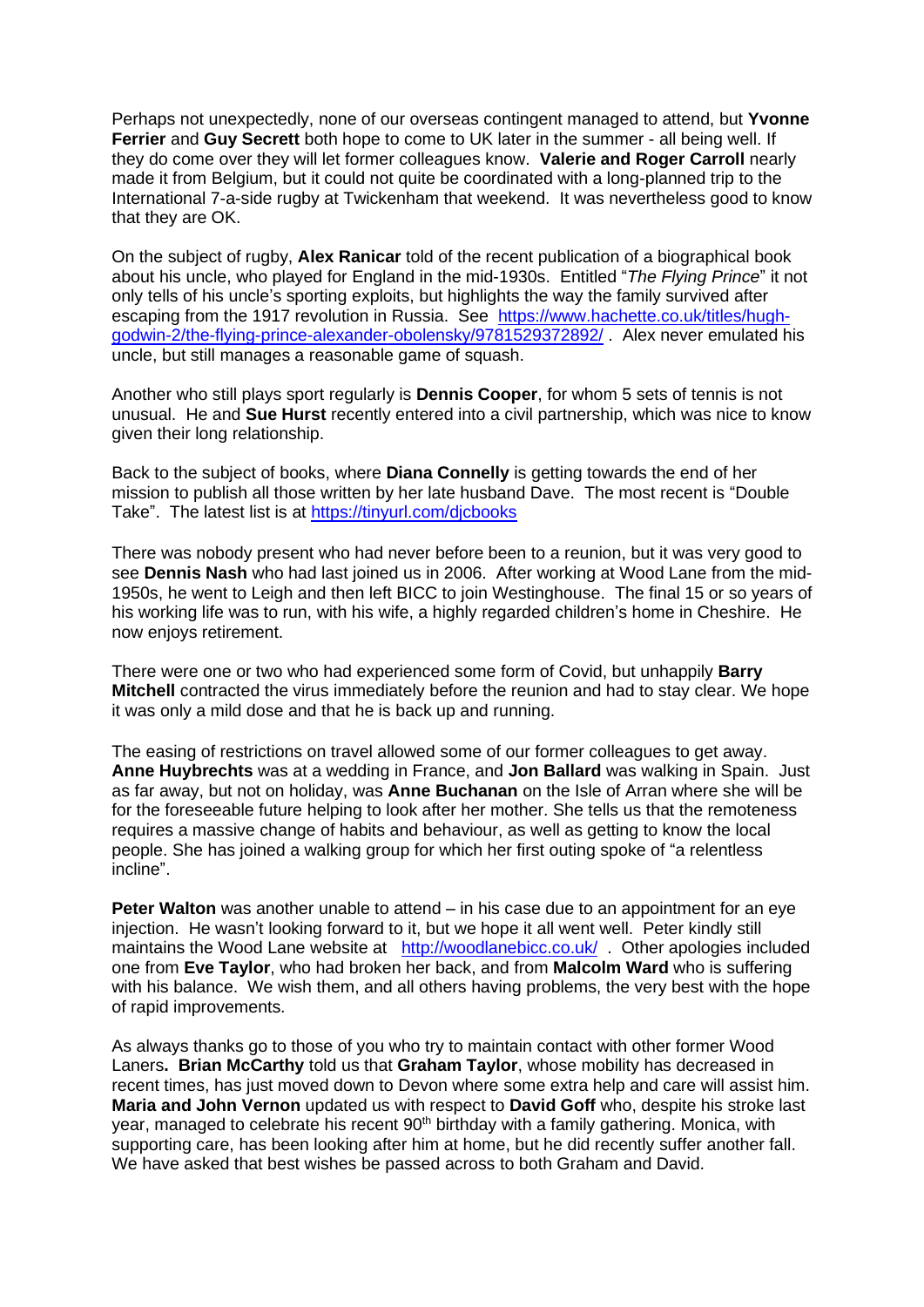Perhaps not unexpectedly, none of our overseas contingent managed to attend, but **Yvonne Ferrier** and **Guy Secrett** both hope to come to UK later in the summer - all being well. If they do come over they will let former colleagues know. **Valerie and Roger Carroll** nearly made it from Belgium, but it could not quite be coordinated with a long-planned trip to the International 7-a-side rugby at Twickenham that weekend. It was nevertheless good to know that they are OK.

On the subject of rugby, **Alex Ranicar** told of the recent publication of a biographical book about his uncle, who played for England in the mid-1930s. Entitled "*The Flying Prince*" it not only tells of his uncle's sporting exploits, but highlights the way the family survived after escaping from the 1917 revolution in Russia. See https://www.hachette.co.uk/titles/hugh-godwin-2/the-flying-prince-alexander-obolensky/9781529372892/ . Alex never emulated his uncle, but still manages a reasonable game of squash.

Another who still plays sport regularly is **Dennis Cooper**, for whom 5 sets of tennis is not unusual. He and **Sue Hurst** recently entered into a civil partnership, which was nice to know given their long relationship.

Back to the subject of books, where **Diana Connelly** is getting towards the end of her mission to publish all those written by her late husband Dave. The most recent is "Double Take". The latest list is at https://tinyurl.com/djcbooks

There was nobody present who had never before been to a reunion, but it was very good to see **Dennis Nash** who had last joined us in 2006. After working at Wood Lane from the mid-1950s, he went to Leigh and then left BICC to join Westinghouse. The final 15 or so years of his working life was to run, with his wife, a highly regarded children's home in Cheshire. He now enjoys retirement.

There were one or two who had experienced some form of Covid, but unhappily **Barry Mitchell** contracted the virus immediately before the reunion and had to stay clear. We hope it was only a mild dose and that he is back up and running.

The easing of restrictions on travel allowed some of our former colleagues to get away. **Anne Huybrechts** was at a wedding in France, and **Jon Ballard** was walking in Spain. Just as far away, but not on holiday, was **Anne Buchanan** on the Isle of Arran where she will be for the foreseeable future helping to look after her mother. She tells us that the remoteness requires a massive change of habits and behaviour, as well as getting to know the local people. She has joined a walking group for which her first outing spoke of "a relentless incline".

**Peter Walton** was another unable to attend – in his case due to an appointment for an eye injection. He wasn't looking forward to it, but we hope it all went well. Peter kindly still maintains the Wood Lane website at http://woodlanebicc.co.uk/ . Other apologies included one from **Eve Taylor**, who had broken her back, and from **Malcolm Ward** who is suffering with his balance. We wish them, and all others having problems, the very best with the hope of rapid improvements.

As always thanks go to those of you who try to maintain contact with other former Wood Laners**. Brian McCarthy** told us that **Graham Taylor**, whose mobility has decreased in recent times, has just moved down to Devon where some extra help and care will assist him. **Maria and John Vernon** updated us with respect to **David Goff** who, despite his stroke last year, managed to celebrate his recent 90th birthday with a family gathering. Monica, with supporting care, has been looking after him at home, but he did recently suffer another fall. We have asked that best wishes be passed across to both Graham and David.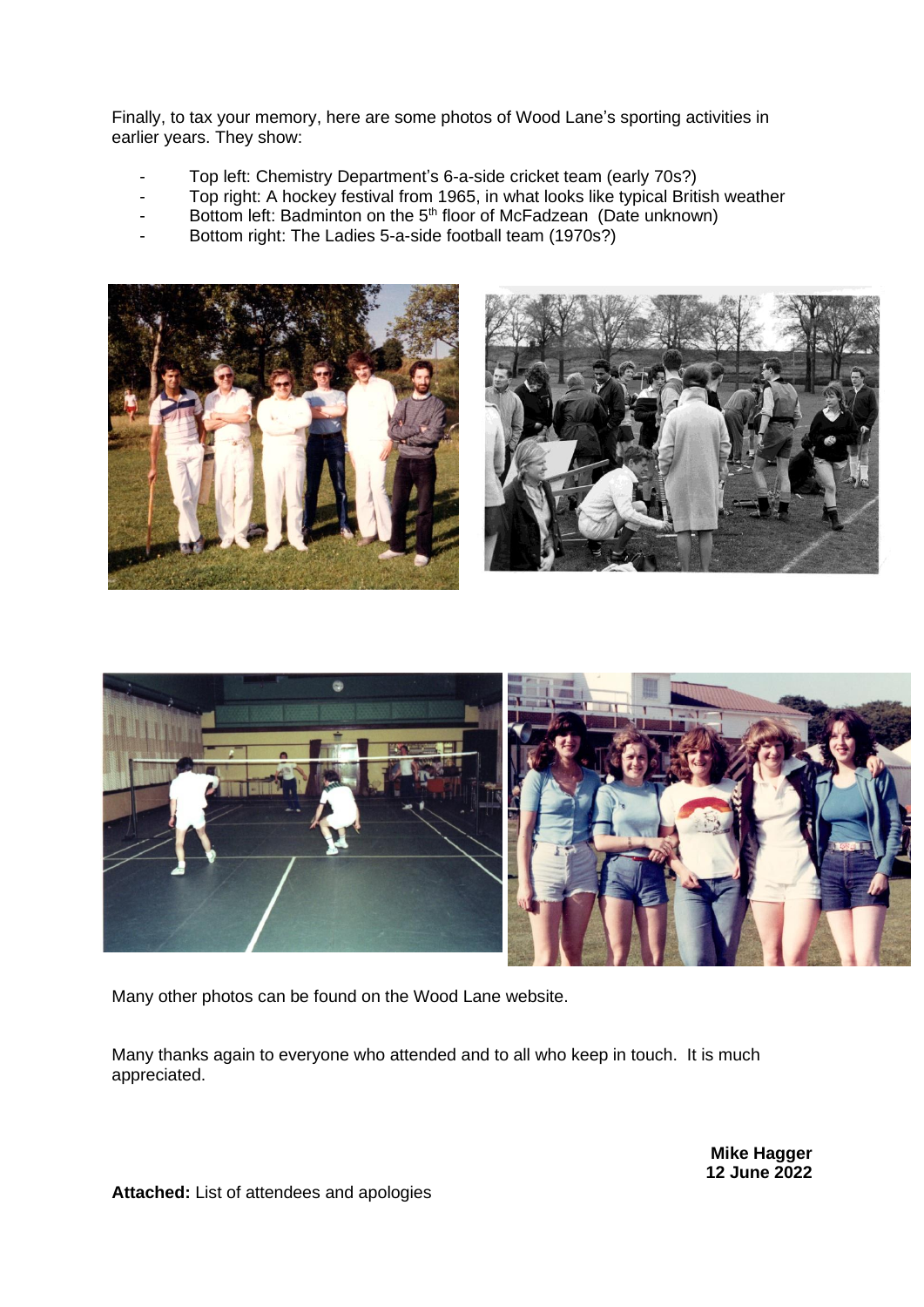Finally, to tax your memory, here are some photos of Wood Lane's sporting activities in earlier years. They show:

- Top left: Chemistry Department's 6-a-side cricket team (early 70s?)
- Top right: A hockey festival from 1965, in what looks like typical British weather
- Bottom left: Badminton on the 5th floor of McFadzean (Date unknown)
- Bottom right: The Ladies 5-a-side football team (1970s?)

Many other photos can be found on the Wood Lane website.

Many thanks again to everyone who attended and to all who keep in touch. It is much appreciated.

**Mike Hagger**
**12 June 2022**

**Attached:** List of attendees and apologies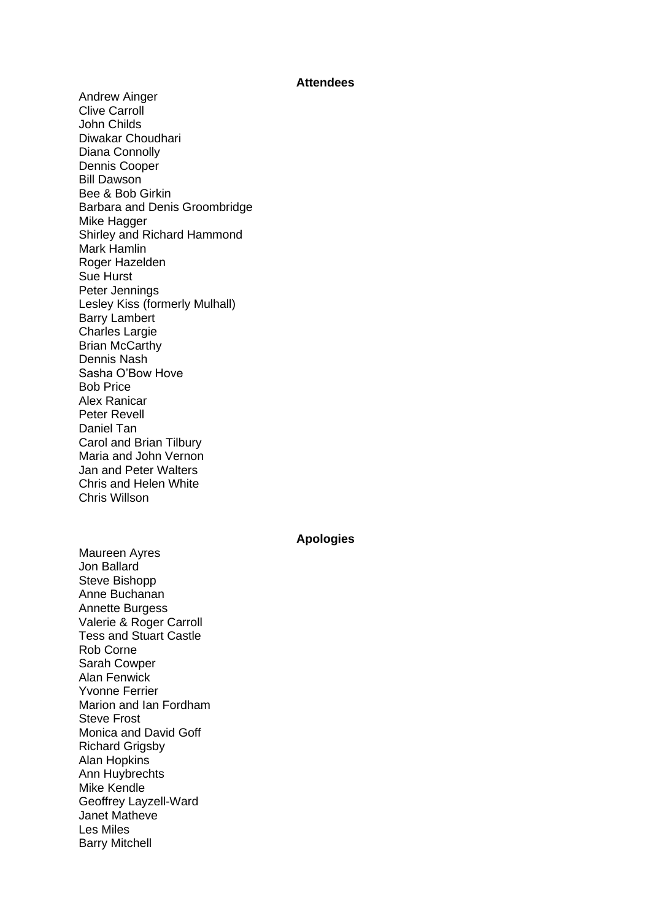**Attendees**

Andrew Ainger
Clive Carroll
John Childs
Diwakar Choudhari
Diana Connolly
Dennis Cooper
Bill Dawson
Bee & Bob Girkin
Barbara and Denis Groombridge
Mike Hagger
Shirley and Richard Hammond
Mark Hamlin
Roger Hazelden
Sue Hurst
Peter Jennings
Lesley Kiss (formerly Mulhall)
Barry Lambert
Charles Largie
Brian McCarthy
Dennis Nash
Sasha O'Bow Hove
Bob Price
Alex Ranicar
Peter Revell
Daniel Tan
Carol and Brian Tilbury
Maria and John Vernon
Jan and Peter Walters
Chris and Helen White
Chris Willson

**Apologies**

Maureen Ayres
Jon Ballard
Steve Bishopp
Anne Buchanan
Annette Burgess
Valerie & Roger Carroll
Tess and Stuart Castle
Rob Corne
Sarah Cowper
Alan Fenwick
Yvonne Ferrier
Marion and Ian Fordham
Steve Frost
Monica and David Goff
Richard Grigsby
Alan Hopkins
Ann Huybrechts
Mike Kendle
Geoffrey Layzell-Ward
Janet Matheve
Les Miles
Barry Mitchell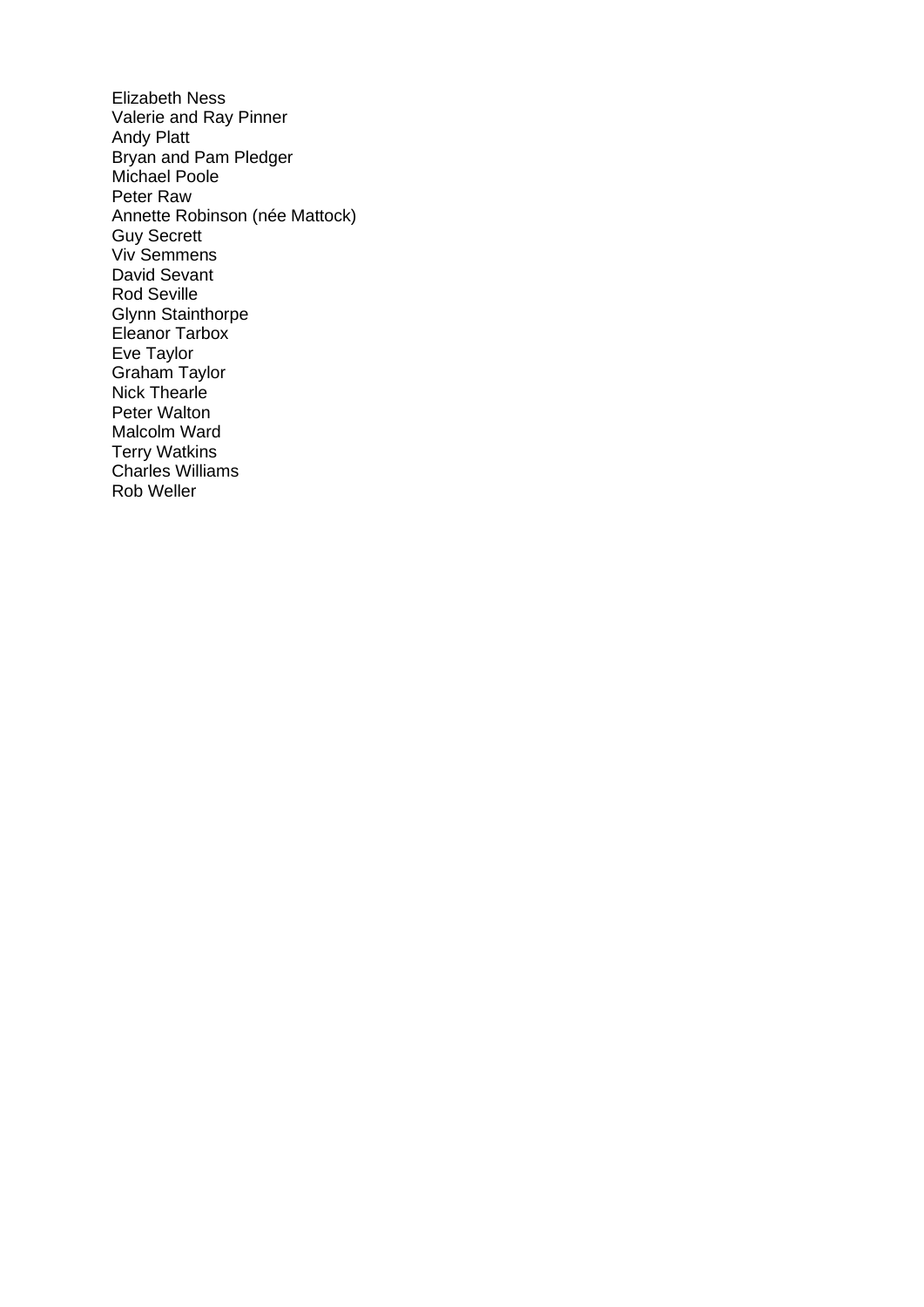Elizabeth Ness
Valerie and Ray Pinner
Andy Platt
Bryan and Pam Pledger
Michael Poole
Peter Raw
Annette Robinson (née Mattock)
Guy Secrett
Viv Semmens
David Sevant
Rod Seville
Glynn Stainthorpe
Eleanor Tarbox
Eve Taylor
Graham Taylor
Nick Thearle
Peter Walton
Malcolm Ward
Terry Watkins
Charles Williams
Rob Weller